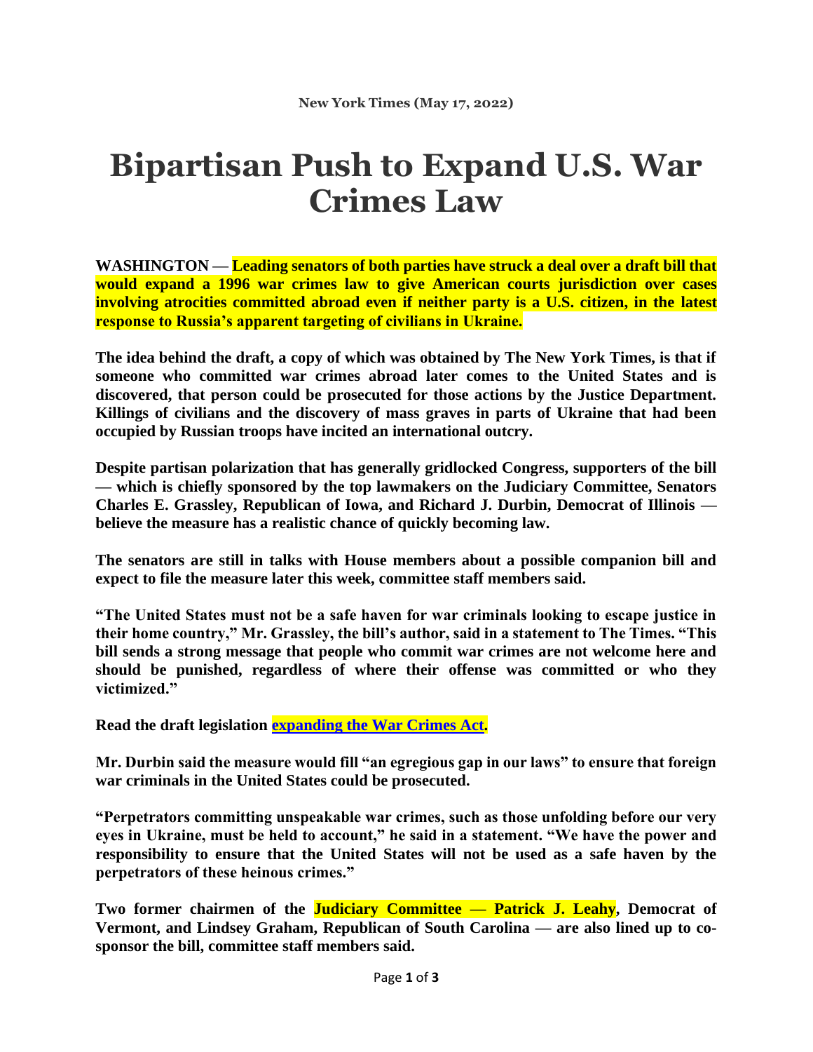New York Times (May 17, 2022)

# Bipartisan Push to Expand U.S. War Crimes Law

**WASHINGTON — Leading senators of both parties have struck a deal over a draft bill that would expand a 1996 war crimes law to give American courts jurisdiction over cases involving atrocities committed abroad even if neither party is a U.S. citizen, in the latest response to Russia's apparent targeting of civilians in Ukraine.**

**The idea behind the draft, a copy of which was obtained by The New York Times, is that if someone who committed war crimes abroad later comes to the United States and is discovered, that person could be prosecuted for those actions by the Justice Department. Killings of civilians and the discovery of mass graves in parts of Ukraine that had been occupied by Russian troops have incited an international outcry.**

**Despite partisan polarization that has generally gridlocked Congress, supporters of the bill — which is chiefly sponsored by the top lawmakers on the Judiciary Committee, Senators Charles E. Grassley, Republican of Iowa, and Richard J. Durbin, Democrat of Illinois — believe the measure has a realistic chance of quickly becoming law.**

**The senators are still in talks with House members about a possible companion bill and expect to file the measure later this week, committee staff members said.**

**"The United States must not be a safe haven for war criminals looking to escape justice in their home country," Mr. Grassley, the bill's author, said in a statement to The Times. "This bill sends a strong message that people who commit war crimes are not welcome here and should be punished, regardless of where their offense was committed or who they victimized."**

**Read the draft legislation expanding the War Crimes Act.**

**Mr. Durbin said the measure would fill "an egregious gap in our laws" to ensure that foreign war criminals in the United States could be prosecuted.**

**"Perpetrators committing unspeakable war crimes, such as those unfolding before our very eyes in Ukraine, must be held to account," he said in a statement. "We have the power and responsibility to ensure that the United States will not be used as a safe haven by the perpetrators of these heinous crimes."**

**Two former chairmen of the Judiciary Committee — Patrick J. Leahy, Democrat of Vermont, and Lindsey Graham, Republican of South Carolina — are also lined up to co-sponsor the bill, committee staff members said.**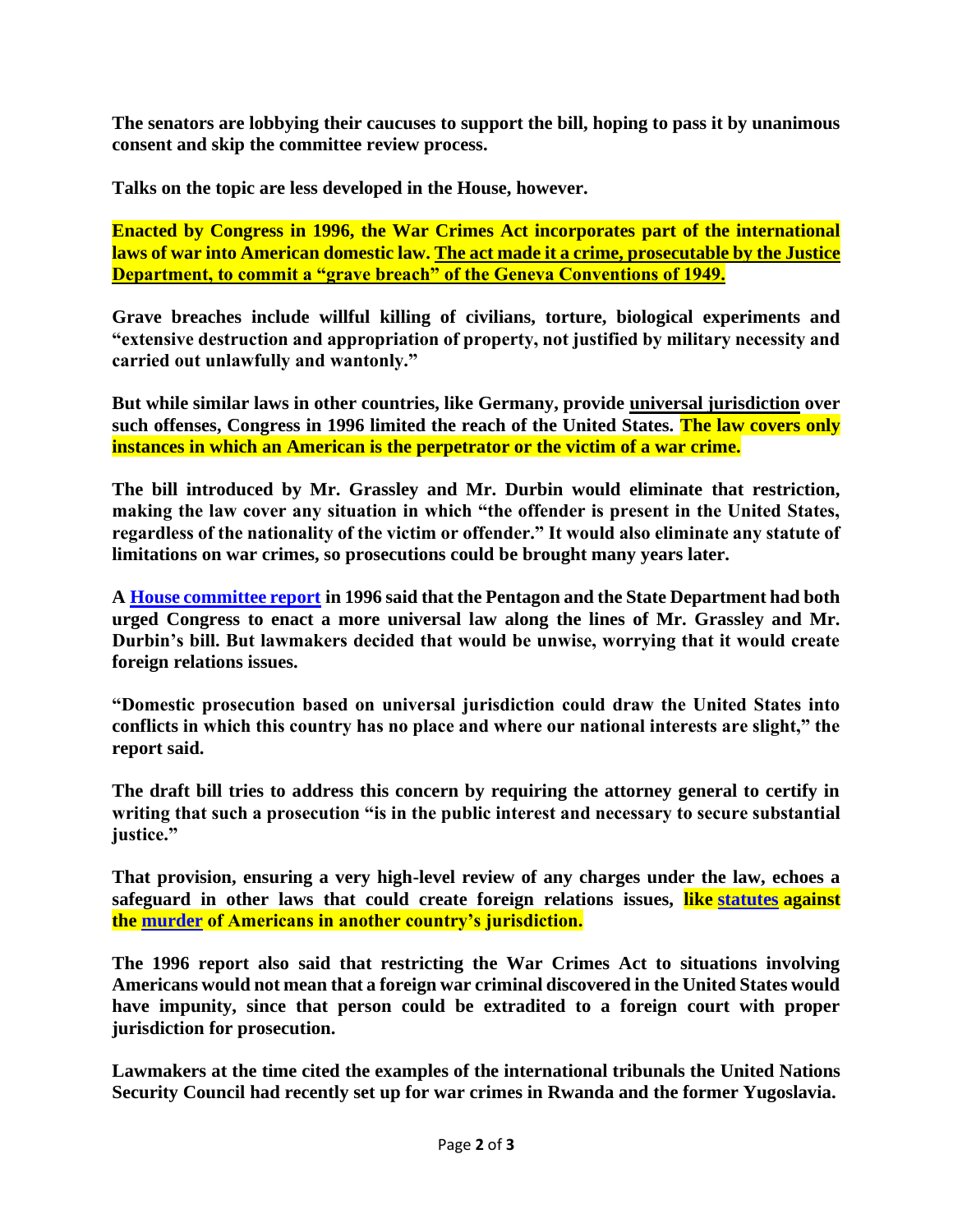**The senators are lobbying their caucuses to support the bill, hoping to pass it by unanimous consent and skip the committee review process.**

**Talks on the topic are less developed in the House, however.**

**Enacted by Congress in 1996, the War Crimes Act incorporates part of the international laws of war into American domestic law. The act made it a crime, prosecutable by the Justice Department, to commit a "grave breach" of the Geneva Conventions of 1949.**

**Grave breaches include willful killing of civilians, torture, biological experiments and "extensive destruction and appropriation of property, not justified by military necessity and carried out unlawfully and wantonly."**

**But while similar laws in other countries, like Germany, provide universal jurisdiction over such offenses, Congress in 1996 limited the reach of the United States. The law covers only instances in which an American is the perpetrator or the victim of a war crime.**

**The bill introduced by Mr. Grassley and Mr. Durbin would eliminate that restriction, making the law cover any situation in which "the offender is present in the United States, regardless of the nationality of the victim or offender." It would also eliminate any statute of limitations on war crimes, so prosecutions could be brought many years later.**

**A House committee report in 1996 said that the Pentagon and the State Department had both urged Congress to enact a more universal law along the lines of Mr. Grassley and Mr. Durbin's bill. But lawmakers decided that would be unwise, worrying that it would create foreign relations issues.**

**"Domestic prosecution based on universal jurisdiction could draw the United States into conflicts in which this country has no place and where our national interests are slight," the report said.**

**The draft bill tries to address this concern by requiring the attorney general to certify in writing that such a prosecution "is in the public interest and necessary to secure substantial justice."**

**That provision, ensuring a very high-level review of any charges under the law, echoes a safeguard in other laws that could create foreign relations issues, like statutes against the murder of Americans in another country's jurisdiction.**

**The 1996 report also said that restricting the War Crimes Act to situations involving Americans would not mean that a foreign war criminal discovered in the United States would have impunity, since that person could be extradited to a foreign court with proper jurisdiction for prosecution.**

**Lawmakers at the time cited the examples of the international tribunals the United Nations Security Council had recently set up for war crimes in Rwanda and the former Yugoslavia.**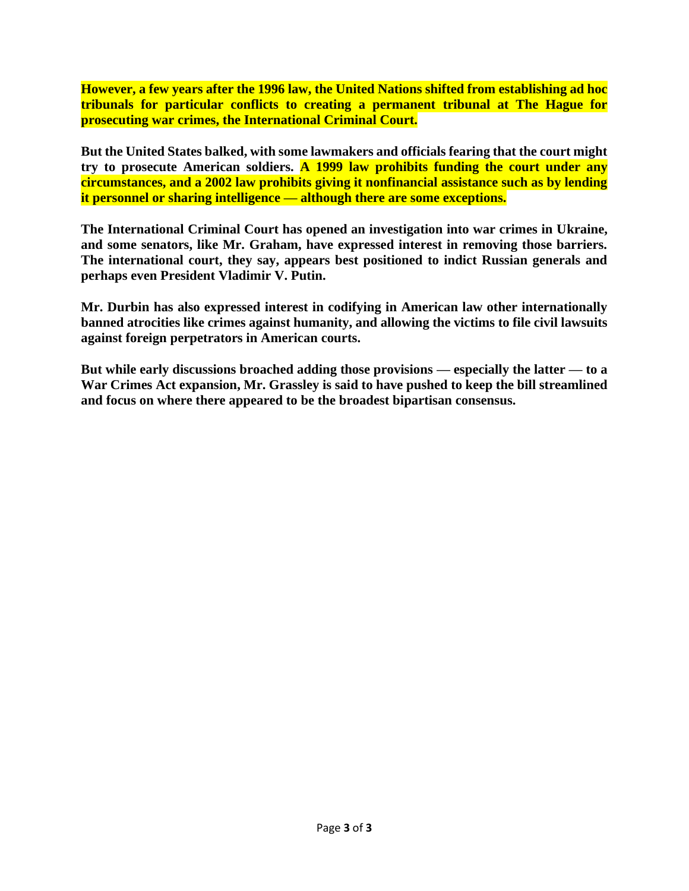**However, a few years after the 1996 law, the United Nations shifted from establishing ad hoc tribunals for particular conflicts to creating a permanent tribunal at The Hague for prosecuting war crimes, the International Criminal Court.**

**But the United States balked, with some lawmakers and officials fearing that the court might try to prosecute American soldiers. A 1999 law prohibits funding the court under any circumstances, and a 2002 law prohibits giving it nonfinancial assistance such as by lending it personnel or sharing intelligence — although there are some exceptions.**

**The International Criminal Court has opened an investigation into war crimes in Ukraine, and some senators, like Mr. Graham, have expressed interest in removing those barriers. The international court, they say, appears best positioned to indict Russian generals and perhaps even President Vladimir V. Putin.**

**Mr. Durbin has also expressed interest in codifying in American law other internationally banned atrocities like crimes against humanity, and allowing the victims to file civil lawsuits against foreign perpetrators in American courts.**

**But while early discussions broached adding those provisions — especially the latter — to a War Crimes Act expansion, Mr. Grassley is said to have pushed to keep the bill streamlined and focus on where there appeared to be the broadest bipartisan consensus.**